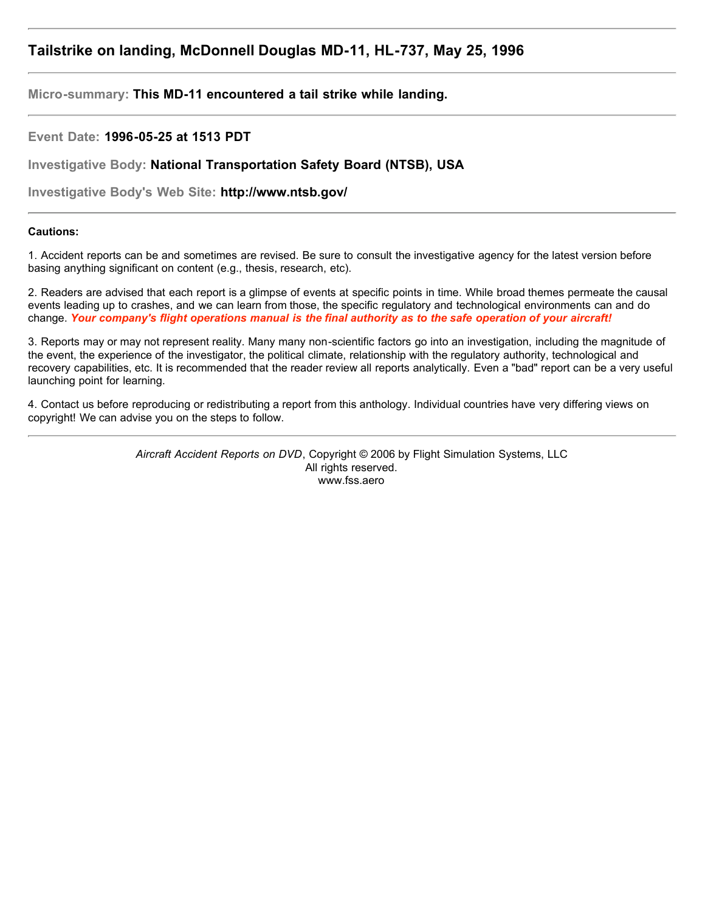# Tailstrike on landing, McDonnell Douglas MD-11, HL-737, May 25, 1996

---

**Micro-summary:** **This MD-11 encountered a tail strike while landing.**

---

**Event Date:** **1996-05-25 at 1513 PDT**

**Investigative Body:** **National Transportation Safety Board (NTSB), USA**

**Investigative Body's Web Site:** **http://www.ntsb.gov/**

---

**Cautions:**

1. Accident reports can be and sometimes are revised. Be sure to consult the investigative agency for the latest version before basing anything significant on content (e.g., thesis, research, etc).

2. Readers are advised that each report is a glimpse of events at specific points in time. While broad themes permeate the causal events leading up to crashes, and we can learn from those, the specific regulatory and technological environments can and do change. ***Your company's flight operations manual is the final authority as to the safe operation of your aircraft!***

3. Reports may or may not represent reality. Many many non-scientific factors go into an investigation, including the magnitude of the event, the experience of the investigator, the political climate, relationship with the regulatory authority, technological and recovery capabilities, etc. It is recommended that the reader review all reports analytically. Even a "bad" report can be a very useful launching point for learning.

4. Contact us before reproducing or redistributing a report from this anthology. Individual countries have very differing views on copyright! We can advise you on the steps to follow.

---

*Aircraft Accident Reports on DVD*, Copyright © 2006 by Flight Simulation Systems, LLC
All rights reserved.
www.fss.aero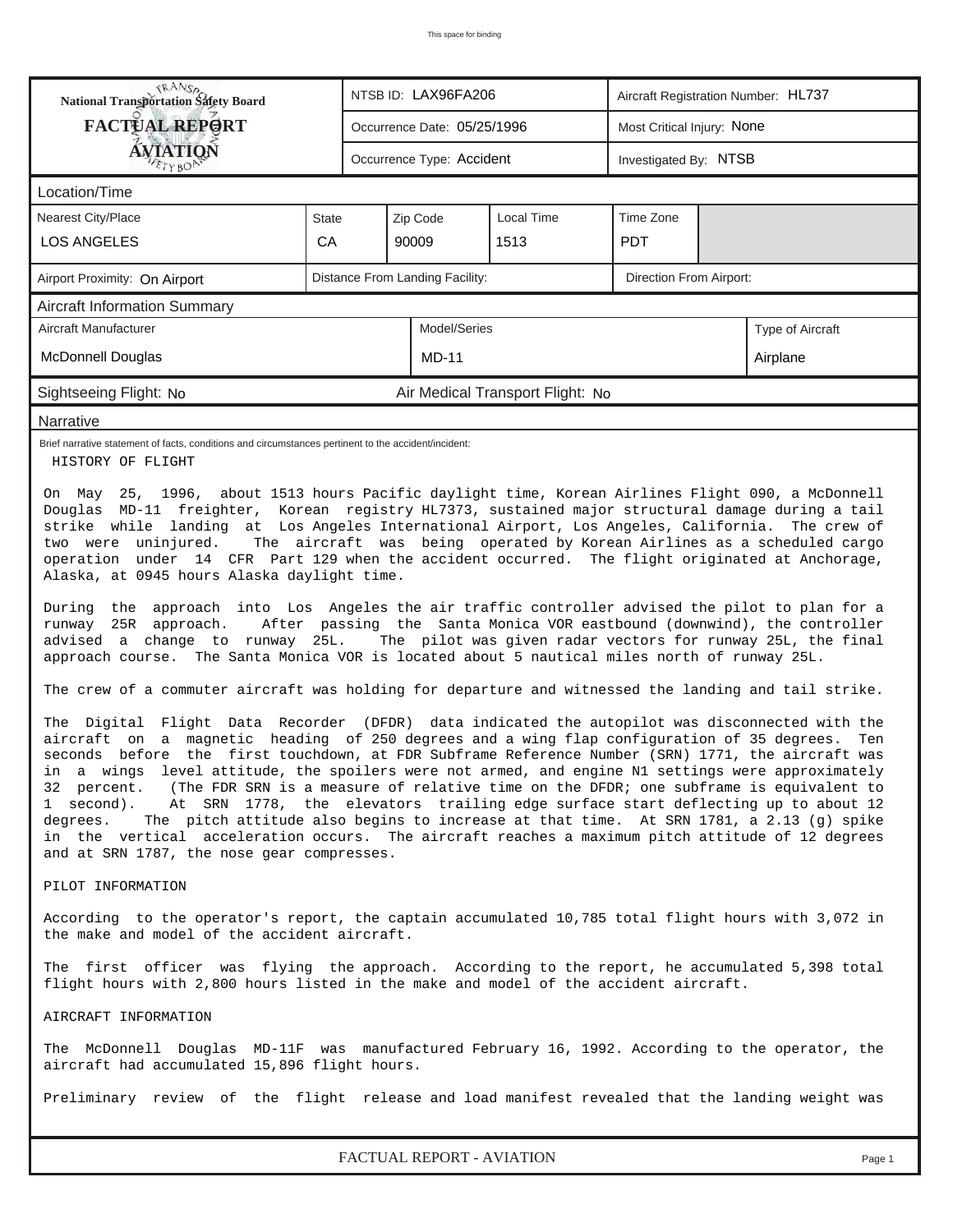This space for binding

| National Transportation Safety Board FACTUAL REPORT AVIATION | NTSB ID: LAX96FA206 | Aircraft Registration Number: HL737 |
|---|---|---|
| | Occurrence Date: 05/25/1996 | Most Critical Injury: None |
| | Occurrence Type: Accident | Investigated By: NTSB |

**Location/Time**

| Nearest City/Place | State | Zip Code | Local Time | Time Zone |
|---|---|---|---|---|
| LOS ANGELES | CA | 90009 | 1513 | PDT |

| Airport Proximity: On Airport | Distance From Landing Facility: | Direction From Airport: |
|---|---|---|

**Aircraft Information Summary**

| Aircraft Manufacturer | Model/Series | Type of Aircraft |
|---|---|---|
| McDonnell Douglas | MD-11 | Airplane |

Sightseeing Flight: No | Air Medical Transport Flight: No

**Narrative**

Brief narrative statement of facts, conditions and circumstances pertinent to the accident/incident:

HISTORY OF FLIGHT

On May 25, 1996, about 1513 hours Pacific daylight time, Korean Airlines Flight 090, a McDonnell Douglas MD-11 freighter, Korean registry HL7373, sustained major structural damage during a tail strike while landing at Los Angeles International Airport, Los Angeles, California. The crew of two were uninjured. The aircraft was being operated by Korean Airlines as a scheduled cargo operation under 14 CFR Part 129 when the accident occurred. The flight originated at Anchorage, Alaska, at 0945 hours Alaska daylight time.

During the approach into Los Angeles the air traffic controller advised the pilot to plan for a runway 25R approach. After passing the Santa Monica VOR eastbound (downwind), the controller advised a change to runway 25L. The pilot was given radar vectors for runway 25L, the final approach course. The Santa Monica VOR is located about 5 nautical miles north of runway 25L.

The crew of a commuter aircraft was holding for departure and witnessed the landing and tail strike.

The Digital Flight Data Recorder (DFDR) data indicated the autopilot was disconnected with the aircraft on a magnetic heading of 250 degrees and a wing flap configuration of 35 degrees. Ten seconds before the first touchdown, at FDR Subframe Reference Number (SRN) 1771, the aircraft was in a wings level attitude, the spoilers were not armed, and engine N1 settings were approximately 32 percent. (The FDR SRN is a measure of relative time on the DFDR; one subframe is equivalent to 1 second). At SRN 1778, the elevators trailing edge surface start deflecting up to about 12 degrees. The pitch attitude also begins to increase at that time. At SRN 1781, a 2.13 (g) spike in the vertical acceleration occurs. The aircraft reaches a maximum pitch attitude of 12 degrees and at SRN 1787, the nose gear compresses.

PILOT INFORMATION

According to the operator's report, the captain accumulated 10,785 total flight hours with 3,072 in the make and model of the accident aircraft.

The first officer was flying the approach. According to the report, he accumulated 5,398 total flight hours with 2,800 hours listed in the make and model of the accident aircraft.

AIRCRAFT INFORMATION

The McDonnell Douglas MD-11F was manufactured February 16, 1992. According to the operator, the aircraft had accumulated 15,896 flight hours.

Preliminary review of the flight release and load manifest revealed that the landing weight was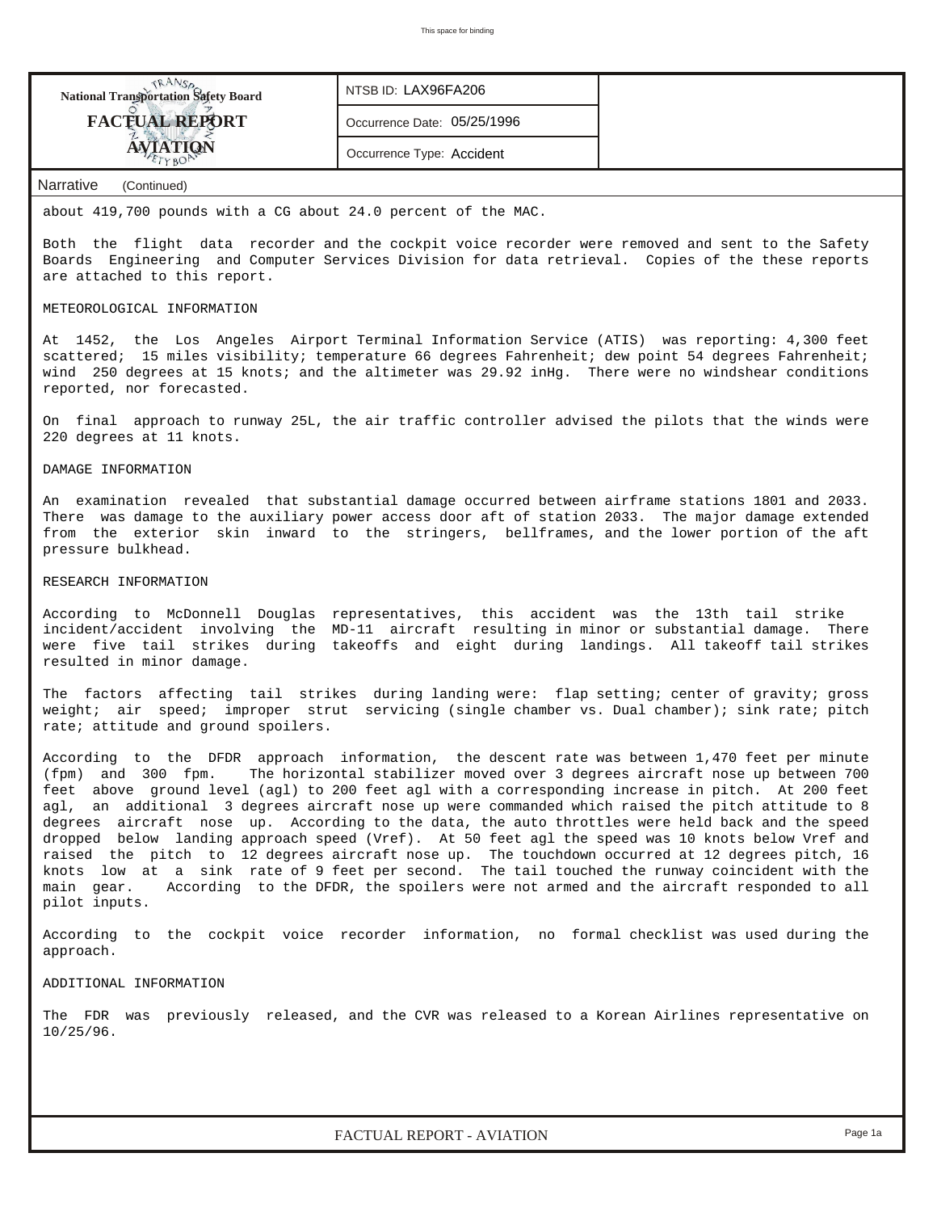| National Transportation Safety Board FACTUAL REPORT AVIATION | NTSB ID: LAX96FA206 | |
|---|---|---|
| | Occurrence Date: 05/25/1996 | |
| | Occurrence Type: Accident | |

**Narrative** (Continued)

about 419,700 pounds with a CG about 24.0 percent of the MAC.

Both the flight data recorder and the cockpit voice recorder were removed and sent to the Safety Boards Engineering and Computer Services Division for data retrieval. Copies of the these reports are attached to this report.

METEOROLOGICAL INFORMATION

At 1452, the Los Angeles Airport Terminal Information Service (ATIS) was reporting: 4,300 feet scattered; 15 miles visibility; temperature 66 degrees Fahrenheit; dew point 54 degrees Fahrenheit; wind 250 degrees at 15 knots; and the altimeter was 29.92 inHg. There were no windshear conditions reported, nor forecasted.

On final approach to runway 25L, the air traffic controller advised the pilots that the winds were 220 degrees at 11 knots.

DAMAGE INFORMATION

An examination revealed that substantial damage occurred between airframe stations 1801 and 2033. There was damage to the auxiliary power access door aft of station 2033. The major damage extended from the exterior skin inward to the stringers, bellframes, and the lower portion of the aft pressure bulkhead.

RESEARCH INFORMATION

According to McDonnell Douglas representatives, this accident was the 13th tail strike incident/accident involving the MD-11 aircraft resulting in minor or substantial damage. There were five tail strikes during takeoffs and eight during landings. All takeoff tail strikes resulted in minor damage.

The factors affecting tail strikes during landing were: flap setting; center of gravity; gross weight; air speed; improper strut servicing (single chamber vs. Dual chamber); sink rate; pitch rate; attitude and ground spoilers.

According to the DFDR approach information, the descent rate was between 1,470 feet per minute (fpm) and 300 fpm. The horizontal stabilizer moved over 3 degrees aircraft nose up between 700 feet above ground level (agl) to 200 feet agl with a corresponding increase in pitch. At 200 feet agl, an additional 3 degrees aircraft nose up were commanded which raised the pitch attitude to 8 degrees aircraft nose up. According to the data, the auto throttles were held back and the speed dropped below landing approach speed (Vref). At 50 feet agl the speed was 10 knots below Vref and raised the pitch to 12 degrees aircraft nose up. The touchdown occurred at 12 degrees pitch, 16 knots low at a sink rate of 9 feet per second. The tail touched the runway coincident with the main gear. According to the DFDR, the spoilers were not armed and the aircraft responded to all pilot inputs.

According to the cockpit voice recorder information, no formal checklist was used during the approach.

ADDITIONAL INFORMATION

The FDR was previously released, and the CVR was released to a Korean Airlines representative on 10/25/96.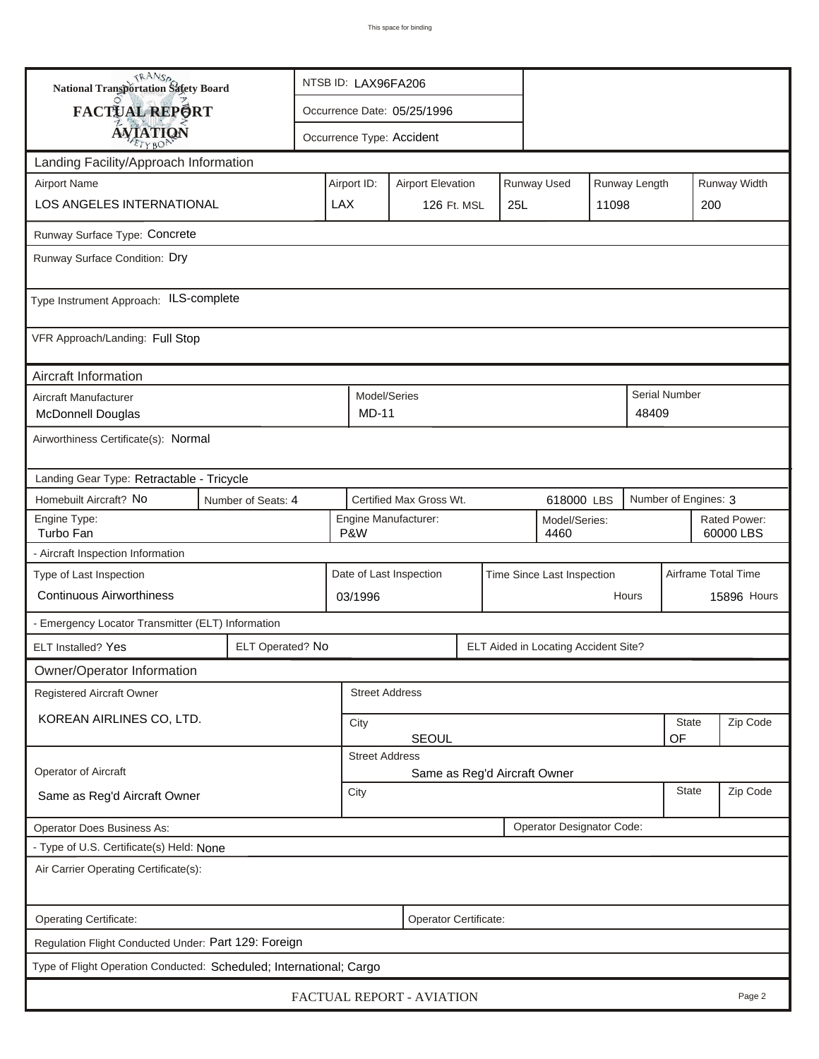This space for binding

**National Transportation Safety Board**
**FACTUAL REPORT**
**AVIATION**

NTSB ID: LAX96FA206

Occurrence Date: 05/25/1996

Occurrence Type: Accident

## Landing Facility/Approach Information

| Airport Name | Airport ID: | Airport Elevation | Runway Used | Runway Length | Runway Width |
|---|---|---|---|---|---|
| LOS ANGELES INTERNATIONAL | LAX | 126 Ft. MSL | 25L | 11098 | 200 |

Runway Surface Type: Concrete

Runway Surface Condition: Dry

Type Instrument Approach: ILS-complete

VFR Approach/Landing: Full Stop

## Aircraft Information

| Aircraft Manufacturer | Model/Series | Serial Number |
|---|---|---|
| McDonnell Douglas | MD-11 | 48409 |

Airworthiness Certificate(s): Normal

Landing Gear Type: Retractable - Tricycle

| Homebuilt Aircraft? | Number of Seats: | Certified Max Gross Wt. | Number of Engines: |
|---|---|---|---|
| No | 4 | 618000 LBS | 3 |

| Engine Type: | Engine Manufacturer: | Model/Series: | Rated Power: |
|---|---|---|---|
| Turbo Fan | P&W | 4460 | 60000 LBS |

- Aircraft Inspection Information

| Type of Last Inspection | Date of Last Inspection | Time Since Last Inspection | Airframe Total Time |
|---|---|---|---|
| Continuous Airworthiness | 03/1996 | Hours | 15896 Hours |

- Emergency Locator Transmitter (ELT) Information

| ELT Installed? | ELT Operated? | ELT Aided in Locating Accident Site? |
|---|---|---|
| Yes | No | |

## Owner/Operator Information

| Registered Aircraft Owner | Street Address | City | State | Zip Code |
|---|---|---|---|---|
| KOREAN AIRLINES CO, LTD. | | SEOUL | OF | |

| Operator of Aircraft | Street Address | City | State | Zip Code |
|---|---|---|---|---|
| Same as Reg'd Aircraft Owner | Same as Reg'd Aircraft Owner | | | |

Operator Does Business As:

Operator Designator Code:

- Type of U.S. Certificate(s) Held: None

Air Carrier Operating Certificate(s):

Operating Certificate:

Operator Certificate:

Regulation Flight Conducted Under: Part 129: Foreign

Type of Flight Operation Conducted: Scheduled; International; Cargo

FACTUAL REPORT - AVIATION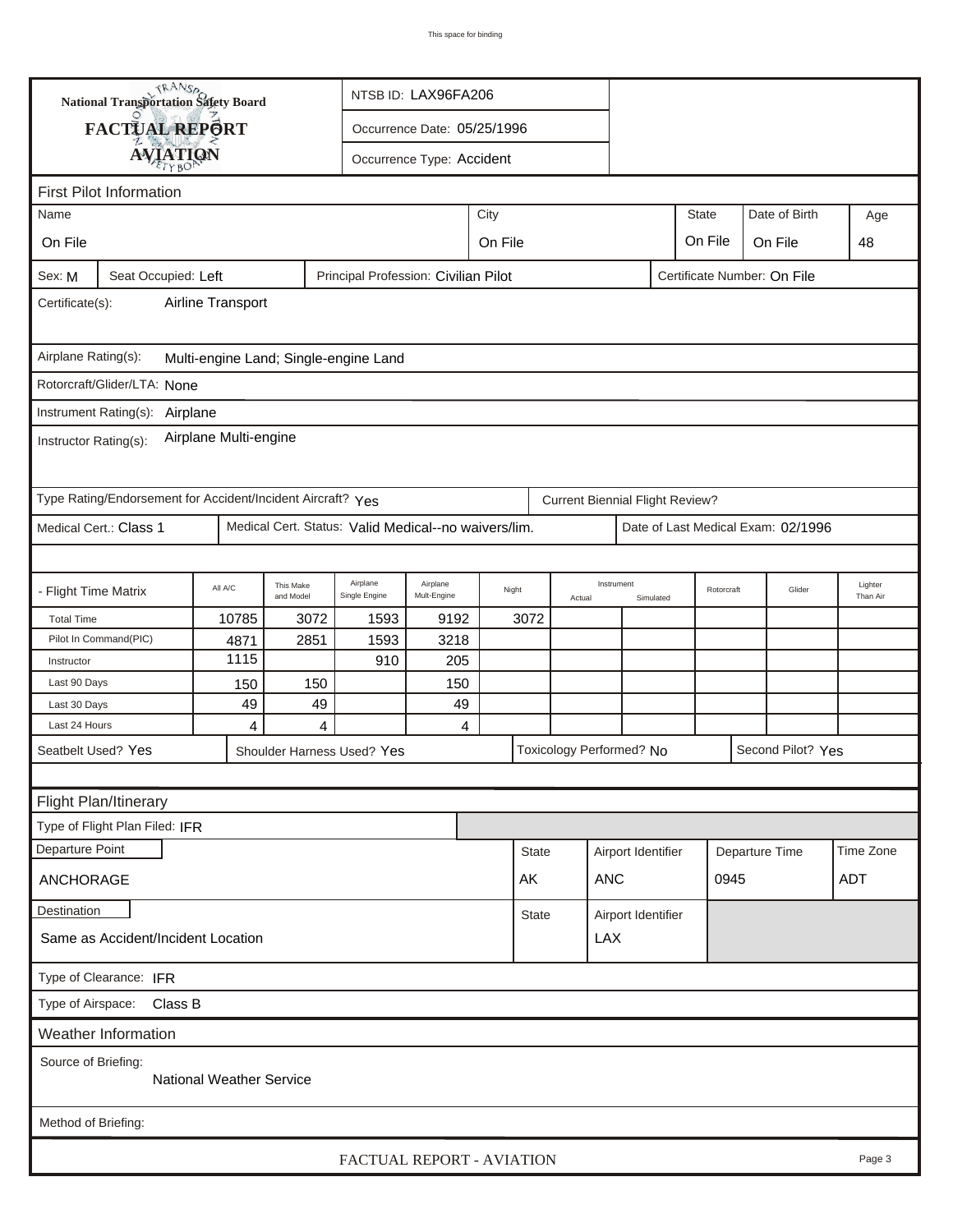This space for binding

**National Transportation Safety Board**

**FACTUAL REPORT**

**AVIATION**

NTSB ID: LAX96FA206

Occurrence Date: 05/25/1996

Occurrence Type: Accident

## First Pilot Information

| Name | City | State | Date of Birth | Age |
|---|---|---|---|---|
| On File | On File | On File | On File | 48 |

Sex: M | Seat Occupied: Left | Principal Profession: Civilian Pilot | Certificate Number: On File

Certificate(s): Airline Transport

Airplane Rating(s): Multi-engine Land; Single-engine Land

Rotorcraft/Glider/LTA: None

Instrument Rating(s): Airplane

Instructor Rating(s): Airplane Multi-engine

Type Rating/Endorsement for Accident/Incident Aircraft? Yes | Current Biennial Flight Review?

Medical Cert.: Class 1 | Medical Cert. Status: Valid Medical--no waivers/lim. | Date of Last Medical Exam: 02/1996

| - Flight Time Matrix | All A/C | This Make and Model | Airplane Single Engine | Airplane Mult-Engine | Night | Instrument Actual | Instrument Simulated | Rotorcraft | Glider | Lighter Than Air |
|---|---|---|---|---|---|---|---|---|---|---|
| Total Time | 10785 | 3072 | 1593 | 9192 | 3072 | | | | | |
| Pilot In Command(PIC) | 4871 | 2851 | 1593 | 3218 | | | | | | |
| Instructor | 1115 | | 910 | 205 | | | | | | |
| Last 90 Days | 150 | 150 | | 150 | | | | | | |
| Last 30 Days | 49 | 49 | | 49 | | | | | | |
| Last 24 Hours | 4 | 4 | | 4 | | | | | | |

Seatbelt Used? Yes | Shoulder Harness Used? Yes | Toxicology Performed? No | Second Pilot? Yes

## Flight Plan/Itinerary

Type of Flight Plan Filed: IFR

| Departure Point | State | Airport Identifier | Departure Time | Time Zone |
|---|---|---|---|---|
| ANCHORAGE | AK | ANC | 0945 | ADT |

| Destination | State | Airport Identifier |
|---|---|---|
| Same as Accident/Incident Location | | LAX |

Type of Clearance: IFR

Type of Airspace: Class B

## Weather Information

Source of Briefing: National Weather Service

Method of Briefing: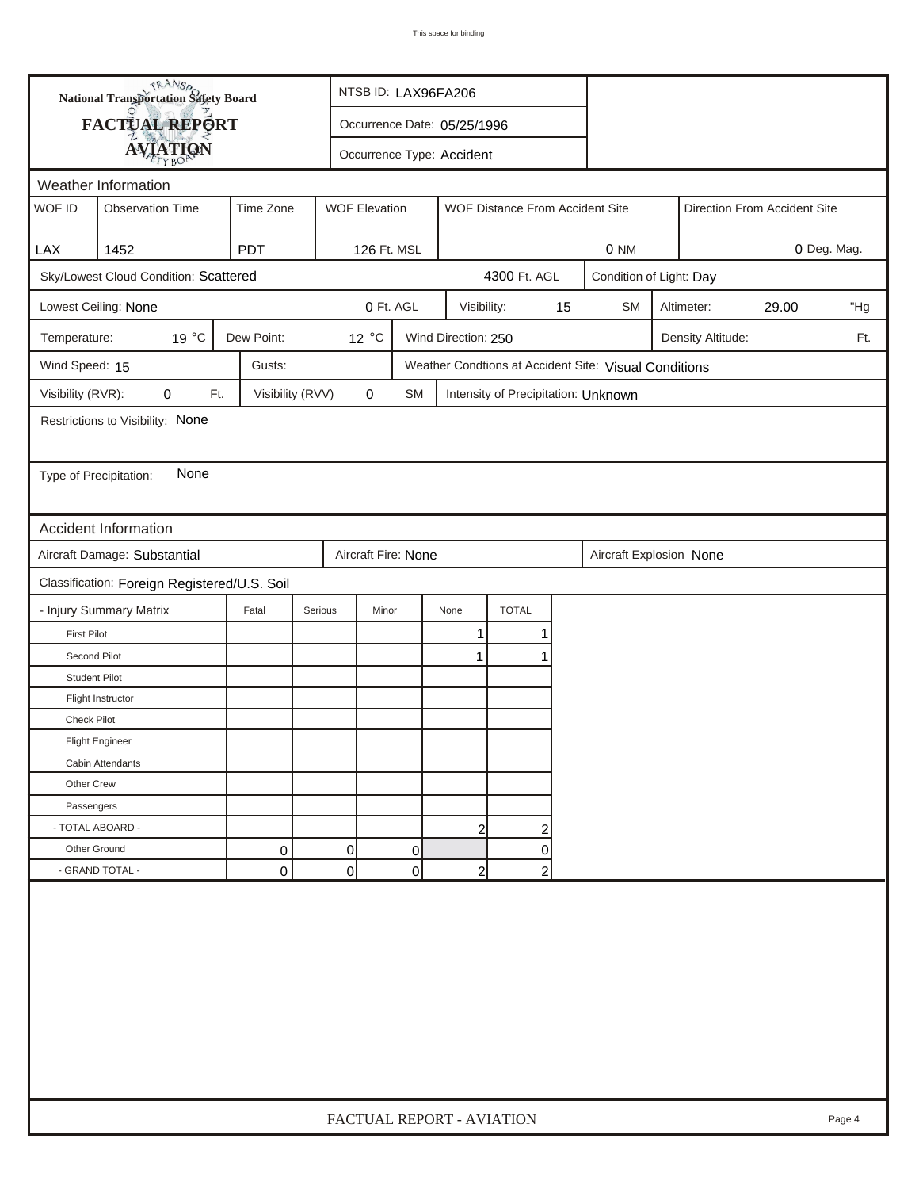This space for binding

**National Transportation Safety Board**

# FACTUAL REPORT AVIATION

NTSB ID: LAX96FA206

Occurrence Date: 05/25/1996

Occurrence Type: Accident

## Weather Information

| WOF ID | Observation Time | Time Zone | WOF Elevation | WOF Distance From Accident Site | Direction From Accident Site |
|---|---|---|---|---|---|
| LAX | 1452 | PDT | 126 Ft. MSL | 0 NM | 0 Deg. Mag. |

Sky/Lowest Cloud Condition: Scattered — 4300 Ft. AGL

Condition of Light: Day

Lowest Ceiling: None — 0 Ft. AGL

Visibility: 15 SM

Altimeter: 29.00 "Hg

Temperature: 19 °C

Dew Point: 12 °C

Wind Direction: 250

Density Altitude: Ft.

Wind Speed: 15

Gusts:

Weather Condtions at Accident Site: Visual Conditions

Visibility (RVR): 0 Ft.

Visibility (RVV) 0 SM

Intensity of Precipitation: Unknown

Restrictions to Visibility: None

Type of Precipitation: None

## Accident Information

Aircraft Damage: Substantial

Aircraft Fire: None

Aircraft Explosion None

Classification: Foreign Registered/U.S. Soil

| - Injury Summary Matrix | Fatal | Serious | Minor | None | TOTAL |
|---|---|---|---|---|---|
| First Pilot | | | | 1 | 1 |
| Second Pilot | | | | 1 | 1 |
| Student Pilot | | | | | |
| Flight Instructor | | | | | |
| Check Pilot | | | | | |
| Flight Engineer | | | | | |
| Cabin Attendants | | | | | |
| Other Crew | | | | | |
| Passengers | | | | | |
| - TOTAL ABOARD - | | | | 2 | 2 |
| Other Ground | 0 | 0 | 0 | | 0 |
| - GRAND TOTAL - | 0 | 0 | 0 | 2 | 2 |

FACTUAL REPORT - AVIATION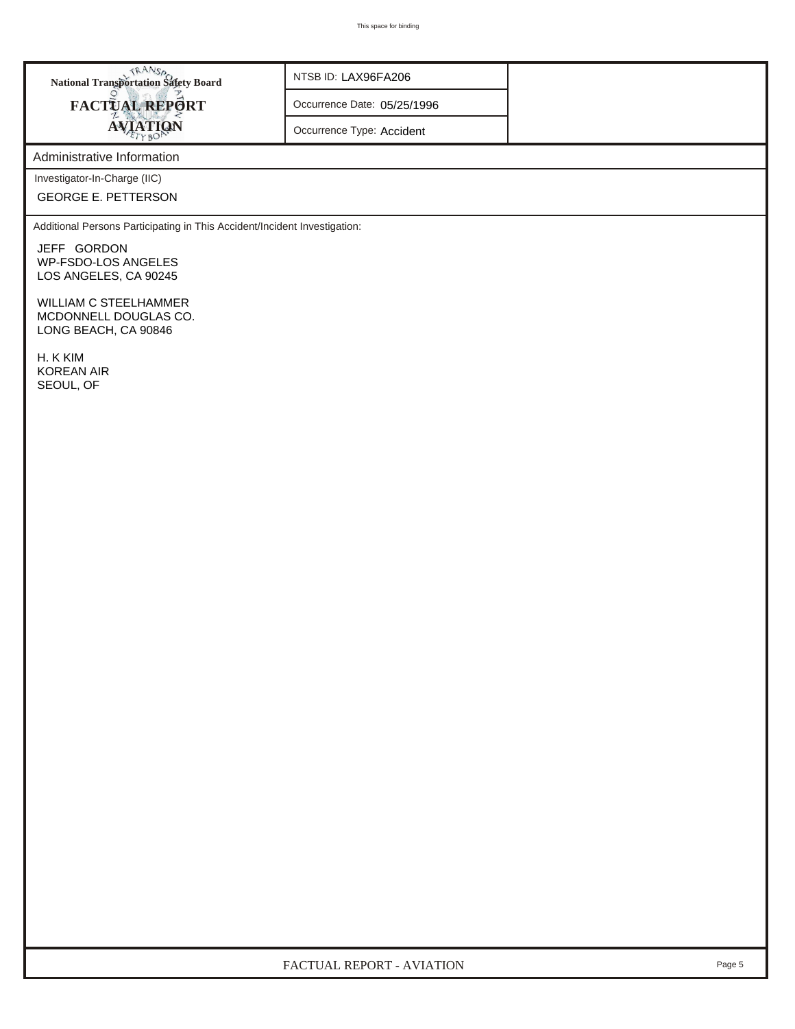This space for binding

| National Transportation Safety Board FACTUAL REPORT AVIATION | NTSB ID: LAX96FA206 |
| --- | --- |
| | Occurrence Date: 05/25/1996 |
| | Occurrence Type: Accident |

## Administrative Information

Investigator-In-Charge (IIC)

GEORGE E. PETTERSON

Additional Persons Participating in This Accident/Incident Investigation:

JEFF GORDON
WP-FSDO-LOS ANGELES
LOS ANGELES, CA 90245

WILLIAM C STEELHAMMER
MCDONNELL DOUGLAS CO.
LONG BEACH, CA 90846

H. K KIM
KOREAN AIR
SEOUL, OF

FACTUAL REPORT - AVIATION